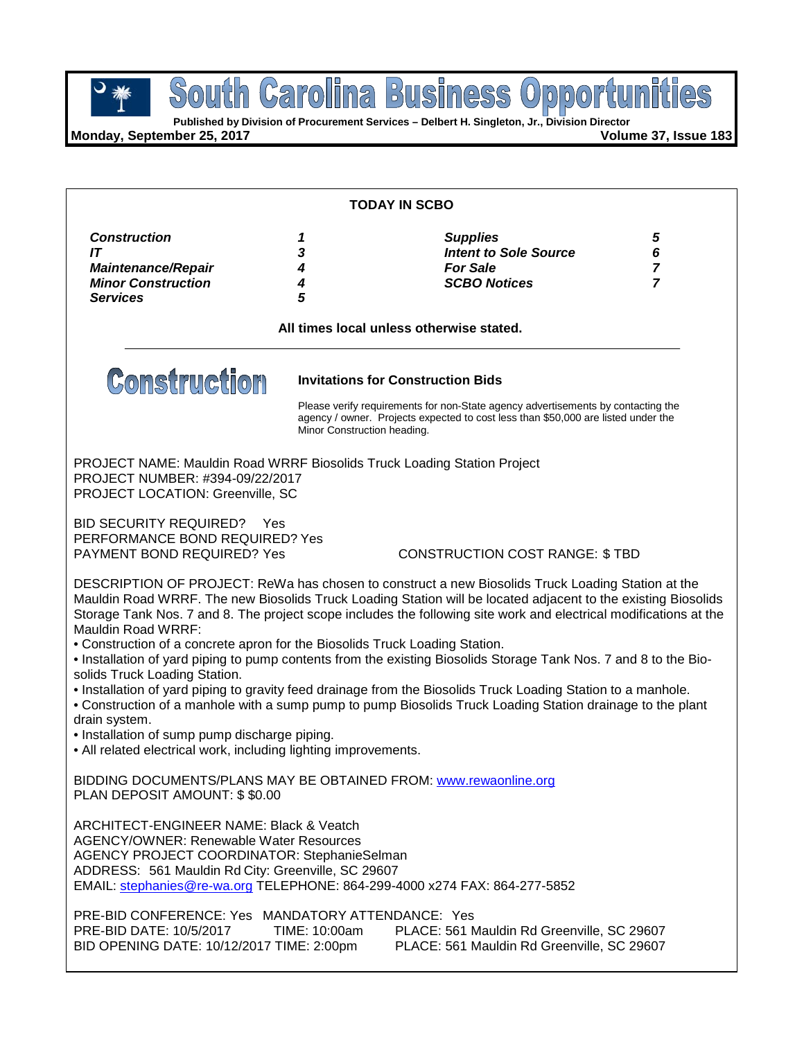# South Carolina Business Opportunities

**Published by Division of Procurement Services – Delbert H. Singleton, Jr., Division Director**

**Monday, September 25, 2017** | **Volume 37, Issue 183**

**TODAY IN SCBO**

| | | | |
|---|---|---|---|
| ***Construction*** | ***1*** | ***Supplies*** | ***5*** |
| ***IT*** | ***3*** | ***Intent to Sole Source*** | ***6*** |
| ***Maintenance/Repair*** | ***4*** | ***For Sale*** | ***7*** |
| ***Minor Construction*** | ***4*** | ***SCBO Notices*** | ***7*** |
| ***Services*** | ***5*** | | |

**All times local unless otherwise stated.**

---

## Construction

### Invitations for Construction Bids

Please verify requirements for non-State agency advertisements by contacting the agency / owner. Projects expected to cost less than $50,000 are listed under the Minor Construction heading.

PROJECT NAME: Mauldin Road WRRF Biosolids Truck Loading Station Project
PROJECT NUMBER: #394-09/22/2017
PROJECT LOCATION: Greenville, SC

BID SECURITY REQUIRED? Yes
PERFORMANCE BOND REQUIRED? Yes
PAYMENT BOND REQUIRED? Yes
CONSTRUCTION COST RANGE: $ TBD

DESCRIPTION OF PROJECT: ReWa has chosen to construct a new Biosolids Truck Loading Station at the Mauldin Road WRRF. The new Biosolids Truck Loading Station will be located adjacent to the existing Biosolids Storage Tank Nos. 7 and 8. The project scope includes the following site work and electrical modifications at the Mauldin Road WRRF:

- Construction of a concrete apron for the Biosolids Truck Loading Station.
- Installation of yard piping to pump contents from the existing Biosolids Storage Tank Nos. 7 and 8 to the Bio-solids Truck Loading Station.
- Installation of yard piping to gravity feed drainage from the Biosolids Truck Loading Station to a manhole.
- Construction of a manhole with a sump pump to pump Biosolids Truck Loading Station drainage to the plant drain system.
- Installation of sump pump discharge piping.
- All related electrical work, including lighting improvements.

BIDDING DOCUMENTS/PLANS MAY BE OBTAINED FROM: [www.rewaonline.org](www.rewaonline.org)
PLAN DEPOSIT AMOUNT: $ $0.00

ARCHITECT-ENGINEER NAME: Black & Veatch
AGENCY/OWNER: Renewable Water Resources
AGENCY PROJECT COORDINATOR: StephanieSelman
ADDRESS: 561 Mauldin Rd City: Greenville, SC 29607
EMAIL: stephanies@re-wa.org TELEPHONE: 864-299-4000 x274 FAX: 864-277-5852

PRE-BID CONFERENCE: Yes MANDATORY ATTENDANCE: Yes
PRE-BID DATE: 10/5/2017 TIME: 10:00am PLACE: 561 Mauldin Rd Greenville, SC 29607
BID OPENING DATE: 10/12/2017 TIME: 2:00pm PLACE: 561 Mauldin Rd Greenville, SC 29607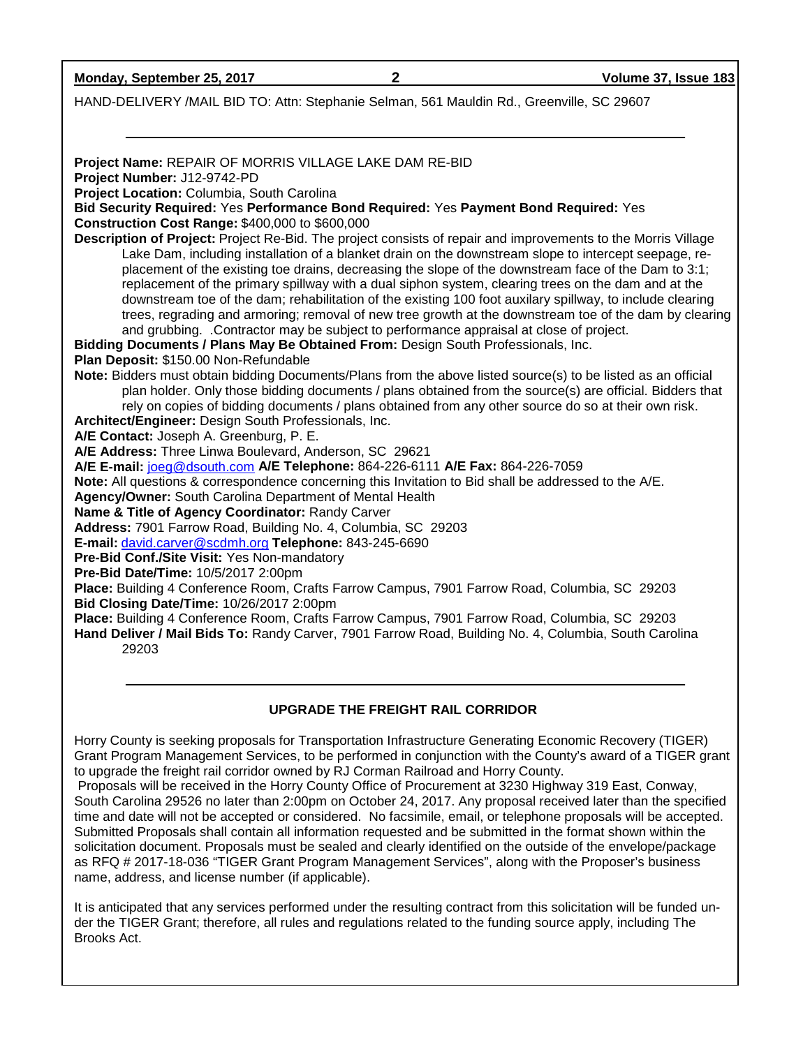HAND-DELIVERY /MAIL BID TO: Attn: Stephanie Selman, 561 Mauldin Rd., Greenville, SC 29607

---

**Project Name:** REPAIR OF MORRIS VILLAGE LAKE DAM RE-BID
**Project Number:** J12-9742-PD
**Project Location:** Columbia, South Carolina
**Bid Security Required:** Yes **Performance Bond Required:** Yes **Payment Bond Required:** Yes
**Construction Cost Range:** $400,000 to $600,000
**Description of Project:** Project Re-Bid. The project consists of repair and improvements to the Morris Village Lake Dam, including installation of a blanket drain on the downstream slope to intercept seepage, replacement of the existing toe drains, decreasing the slope of the downstream face of the Dam to 3:1; replacement of the primary spillway with a dual siphon system, clearing trees on the dam and at the downstream toe of the dam; rehabilitation of the existing 100 foot auxilary spillway, to include clearing trees, regrading and armoring; removal of new tree growth at the downstream toe of the dam by clearing and grubbing. .Contractor may be subject to performance appraisal at close of project.
**Bidding Documents / Plans May Be Obtained From:** Design South Professionals, Inc.
**Plan Deposit:** $150.00 Non-Refundable
**Note:** Bidders must obtain bidding Documents/Plans from the above listed source(s) to be listed as an official plan holder. Only those bidding documents / plans obtained from the source(s) are official. Bidders that rely on copies of bidding documents / plans obtained from any other source do so at their own risk.
**Architect/Engineer:** Design South Professionals, Inc.
**A/E Contact:** Joseph A. Greenburg, P. E.
**A/E Address:** Three Linwa Boulevard, Anderson, SC 29621
**A/E E-mail:** joeg@dsouth.com **A/E Telephone:** 864-226-6111 **A/E Fax:** 864-226-7059
**Note:** All questions & correspondence concerning this Invitation to Bid shall be addressed to the A/E.
**Agency/Owner:** South Carolina Department of Mental Health
**Name & Title of Agency Coordinator:** Randy Carver
**Address:** 7901 Farrow Road, Building No. 4, Columbia, SC 29203
**E-mail:** david.carver@scdmh.org **Telephone:** 843-245-6690
**Pre-Bid Conf./Site Visit:** Yes Non-mandatory
**Pre-Bid Date/Time:** 10/5/2017 2:00pm
**Place:** Building 4 Conference Room, Crafts Farrow Campus, 7901 Farrow Road, Columbia, SC 29203
**Bid Closing Date/Time:** 10/26/2017 2:00pm
**Place:** Building 4 Conference Room, Crafts Farrow Campus, 7901 Farrow Road, Columbia, SC 29203
**Hand Deliver / Mail Bids To:** Randy Carver, 7901 Farrow Road, Building No. 4, Columbia, South Carolina 29203

---

## UPGRADE THE FREIGHT RAIL CORRIDOR

Horry County is seeking proposals for Transportation Infrastructure Generating Economic Recovery (TIGER) Grant Program Management Services, to be performed in conjunction with the County's award of a TIGER grant to upgrade the freight rail corridor owned by RJ Corman Railroad and Horry County.

Proposals will be received in the Horry County Office of Procurement at 3230 Highway 319 East, Conway, South Carolina 29526 no later than 2:00pm on October 24, 2017. Any proposal received later than the specified time and date will not be accepted or considered. No facsimile, email, or telephone proposals will be accepted. Submitted Proposals shall contain all information requested and be submitted in the format shown within the solicitation document. Proposals must be sealed and clearly identified on the outside of the envelope/package as RFQ # 2017-18-036 "TIGER Grant Program Management Services", along with the Proposer's business name, address, and license number (if applicable).

It is anticipated that any services performed under the resulting contract from this solicitation will be funded under the TIGER Grant; therefore, all rules and regulations related to the funding source apply, including The Brooks Act.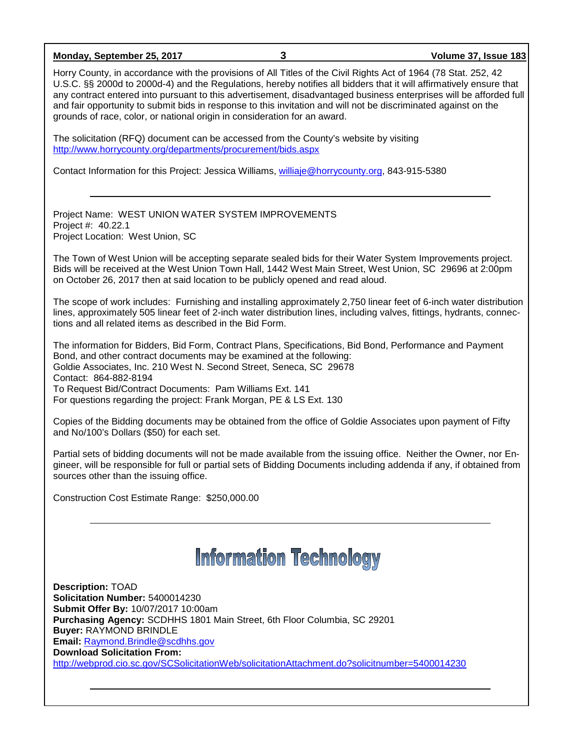Horry County, in accordance with the provisions of All Titles of the Civil Rights Act of 1964 (78 Stat. 252, 42 U.S.C. §§ 2000d to 2000d-4) and the Regulations, hereby notifies all bidders that it will affirmatively ensure that any contract entered into pursuant to this advertisement, disadvantaged business enterprises will be afforded full and fair opportunity to submit bids in response to this invitation and will not be discriminated against on the grounds of race, color, or national origin in consideration for an award.

The solicitation (RFQ) document can be accessed from the County's website by visiting http://www.horrycounty.org/departments/procurement/bids.aspx

Contact Information for this Project: Jessica Williams, williaje@horrycounty.org, 843-915-5380

---

Project Name: WEST UNION WATER SYSTEM IMPROVEMENTS
Project #: 40.22.1
Project Location: West Union, SC

The Town of West Union will be accepting separate sealed bids for their Water System Improvements project. Bids will be received at the West Union Town Hall, 1442 West Main Street, West Union, SC 29696 at 2:00pm on October 26, 2017 then at said location to be publicly opened and read aloud.

The scope of work includes: Furnishing and installing approximately 2,750 linear feet of 6-inch water distribution lines, approximately 505 linear feet of 2-inch water distribution lines, including valves, fittings, hydrants, connections and all related items as described in the Bid Form.

The information for Bidders, Bid Form, Contract Plans, Specifications, Bid Bond, Performance and Payment Bond, and other contract documents may be examined at the following:
Goldie Associates, Inc. 210 West N. Second Street, Seneca, SC 29678
Contact: 864-882-8194
To Request Bid/Contract Documents: Pam Williams Ext. 141
For questions regarding the project: Frank Morgan, PE & LS Ext. 130

Copies of the Bidding documents may be obtained from the office of Goldie Associates upon payment of Fifty and No/100's Dollars ($50) for each set.

Partial sets of bidding documents will not be made available from the issuing office. Neither the Owner, nor Engineer, will be responsible for full or partial sets of Bidding Documents including addenda if any, if obtained from sources other than the issuing office.

Construction Cost Estimate Range: $250,000.00

---

# Information Technology

**Description:** TOAD
**Solicitation Number:** 5400014230
**Submit Offer By:** 10/07/2017 10:00am
**Purchasing Agency:** SCDHHS 1801 Main Street, 6th Floor Columbia, SC 29201
**Buyer:** RAYMOND BRINDLE
**Email:** Raymond.Brindle@scdhhs.gov
**Download Solicitation From:**
http://webprod.cio.sc.gov/SCSolicitationWeb/solicitationAttachment.do?solicitnumber=5400014230

---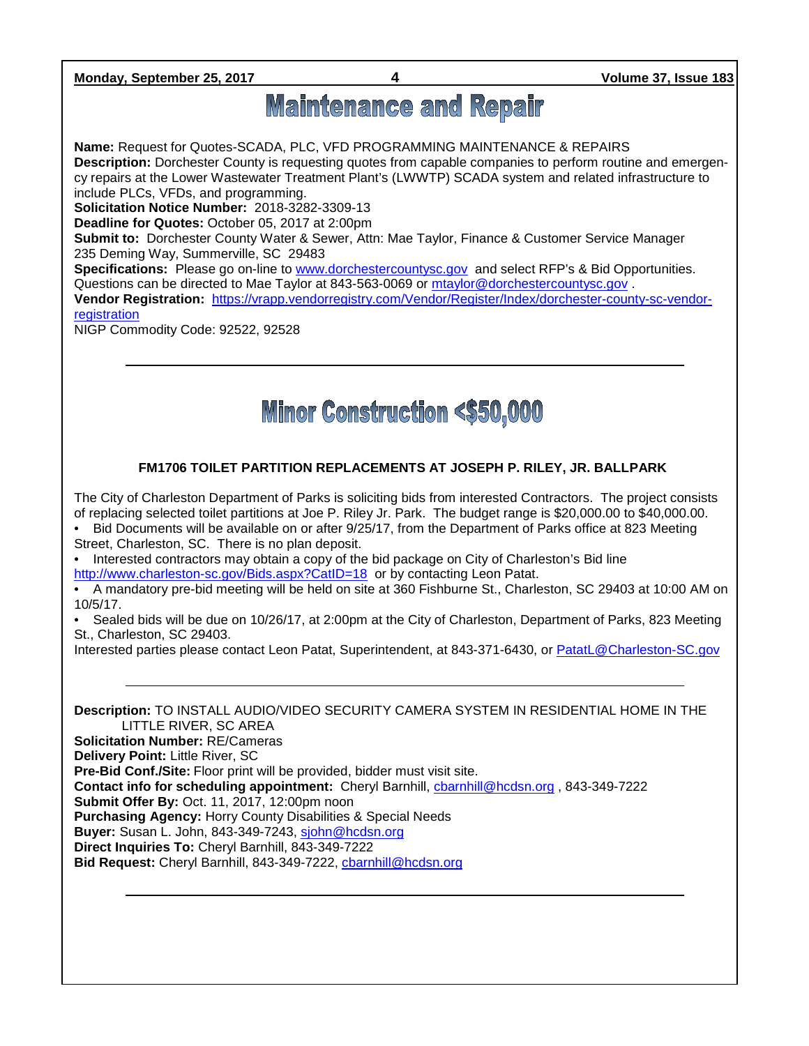# Maintenance and Repair

**Name:** Request for Quotes-SCADA, PLC, VFD PROGRAMMING MAINTENANCE & REPAIRS
**Description:** Dorchester County is requesting quotes from capable companies to perform routine and emergency repairs at the Lower Wastewater Treatment Plant's (LWWTP) SCADA system and related infrastructure to include PLCs, VFDs, and programming.
**Solicitation Notice Number:** 2018-3282-3309-13
**Deadline for Quotes:** October 05, 2017 at 2:00pm
**Submit to:** Dorchester County Water & Sewer, Attn: Mae Taylor, Finance & Customer Service Manager
235 Deming Way, Summerville, SC 29483
**Specifications:** Please go on-line to www.dorchestercountysc.gov and select RFP's & Bid Opportunities. Questions can be directed to Mae Taylor at 843-563-0069 or mtaylor@dorchestercountysc.gov .
**Vendor Registration:** https://vrapp.vendorregistry.com/Vendor/Register/Index/dorchester-county-sc-vendor-registration
NIGP Commodity Code: 92522, 92528

---

# Minor Construction <$50,000

### FM1706 TOILET PARTITION REPLACEMENTS AT JOSEPH P. RILEY, JR. BALLPARK

The City of Charleston Department of Parks is soliciting bids from interested Contractors. The project consists of replacing selected toilet partitions at Joe P. Riley Jr. Park. The budget range is $20,000.00 to $40,000.00.

- Bid Documents will be available on or after 9/25/17, from the Department of Parks office at 823 Meeting Street, Charleston, SC. There is no plan deposit.
- Interested contractors may obtain a copy of the bid package on City of Charleston's Bid line http://www.charleston-sc.gov/Bids.aspx?CatID=18 or by contacting Leon Patat.
- A mandatory pre-bid meeting will be held on site at 360 Fishburne St., Charleston, SC 29403 at 10:00 AM on 10/5/17.
- Sealed bids will be due on 10/26/17, at 2:00pm at the City of Charleston, Department of Parks, 823 Meeting St., Charleston, SC 29403.

Interested parties please contact Leon Patat, Superintendent, at 843-371-6430, or PatatL@Charleston-SC.gov

---

**Description:** TO INSTALL AUDIO/VIDEO SECURITY CAMERA SYSTEM IN RESIDENTIAL HOME IN THE LITTLE RIVER, SC AREA
**Solicitation Number:** RE/Cameras
**Delivery Point:** Little River, SC
**Pre-Bid Conf./Site:** Floor print will be provided, bidder must visit site.
**Contact info for scheduling appointment:** Cheryl Barnhill, cbarnhill@hcdsn.org , 843-349-7222
**Submit Offer By:** Oct. 11, 2017, 12:00pm noon
**Purchasing Agency:** Horry County Disabilities & Special Needs
**Buyer:** Susan L. John, 843-349-7243, sjohn@hcdsn.org
**Direct Inquiries To:** Cheryl Barnhill, 843-349-7222
**Bid Request:** Cheryl Barnhill, 843-349-7222, cbarnhill@hcdsn.org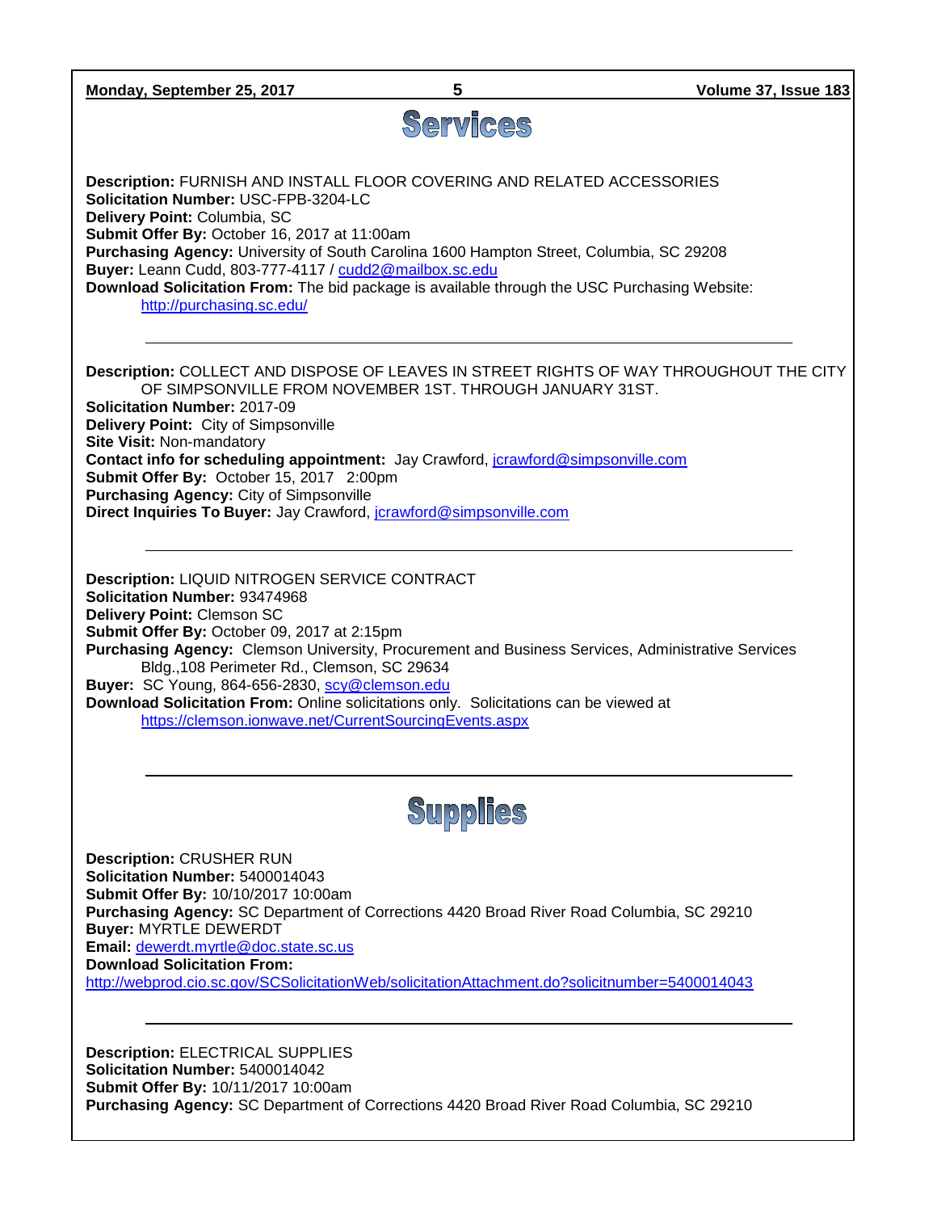# Services

**Description:** FURNISH AND INSTALL FLOOR COVERING AND RELATED ACCESSORIES
**Solicitation Number:** USC-FPB-3204-LC
**Delivery Point:** Columbia, SC
**Submit Offer By:** October 16, 2017 at 11:00am
**Purchasing Agency:** University of South Carolina 1600 Hampton Street, Columbia, SC 29208
**Buyer:** Leann Cudd, 803-777-4117 / cudd2@mailbox.sc.edu
**Download Solicitation From:** The bid package is available through the USC Purchasing Website: http://purchasing.sc.edu/

---

**Description:** COLLECT AND DISPOSE OF LEAVES IN STREET RIGHTS OF WAY THROUGHOUT THE CITY OF SIMPSONVILLE FROM NOVEMBER 1ST. THROUGH JANUARY 31ST.
**Solicitation Number:** 2017-09
**Delivery Point:** City of Simpsonville
**Site Visit:** Non-mandatory
**Contact info for scheduling appointment:** Jay Crawford, jcrawford@simpsonville.com
**Submit Offer By:** October 15, 2017 2:00pm
**Purchasing Agency:** City of Simpsonville
**Direct Inquiries To Buyer:** Jay Crawford, jcrawford@simpsonville.com

---

**Description:** LIQUID NITROGEN SERVICE CONTRACT
**Solicitation Number:** 93474968
**Delivery Point:** Clemson SC
**Submit Offer By:** October 09, 2017 at 2:15pm
**Purchasing Agency:** Clemson University, Procurement and Business Services, Administrative Services Bldg.,108 Perimeter Rd., Clemson, SC 29634
**Buyer:** SC Young, 864-656-2830, scy@clemson.edu
**Download Solicitation From:** Online solicitations only. Solicitations can be viewed at https://clemson.ionwave.net/CurrentSourcingEvents.aspx

---

# Supplies

**Description:** CRUSHER RUN
**Solicitation Number:** 5400014043
**Submit Offer By:** 10/10/2017 10:00am
**Purchasing Agency:** SC Department of Corrections 4420 Broad River Road Columbia, SC 29210
**Buyer:** MYRTLE DEWERDT
**Email:** dewerdt.myrtle@doc.state.sc.us
**Download Solicitation From:**
http://webprod.cio.sc.gov/SCSolicitationWeb/solicitationAttachment.do?solicitnumber=5400014043

---

**Description:** ELECTRICAL SUPPLIES
**Solicitation Number:** 5400014042
**Submit Offer By:** 10/11/2017 10:00am
**Purchasing Agency:** SC Department of Corrections 4420 Broad River Road Columbia, SC 29210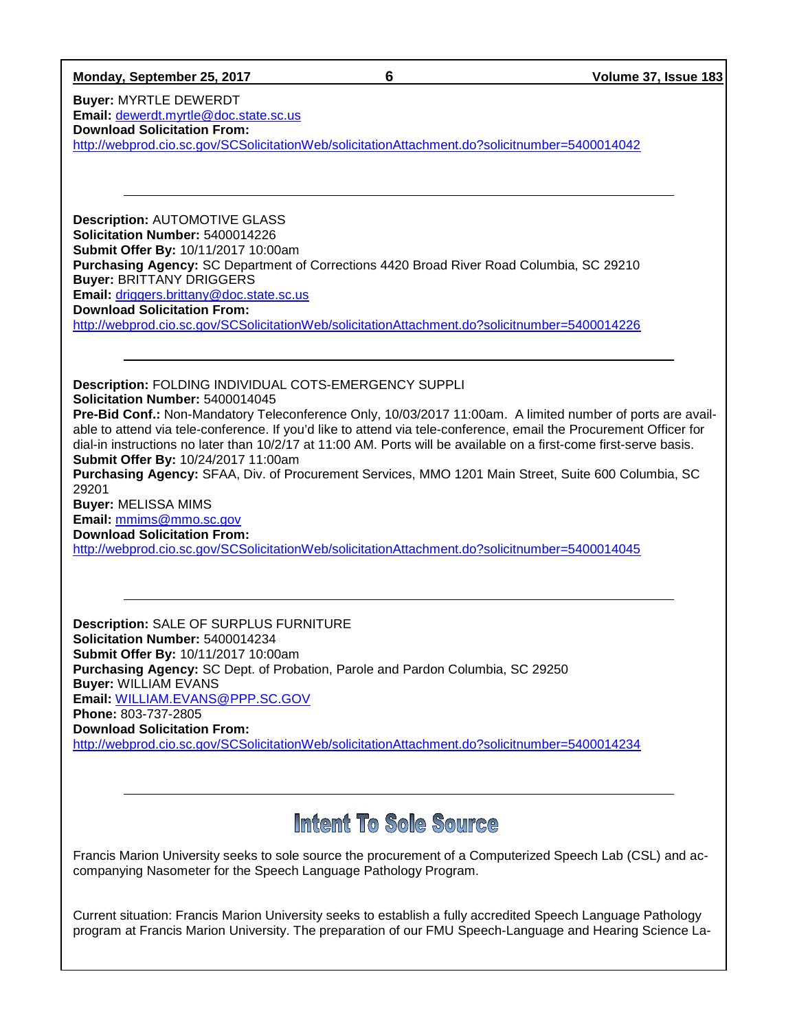**Buyer:** MYRTLE DEWERDT
**Email:** dewerdt.myrtle@doc.state.sc.us
**Download Solicitation From:**
http://webprod.cio.sc.gov/SCSolicitationWeb/solicitationAttachment.do?solicitnumber=5400014042

---

**Description:** AUTOMOTIVE GLASS
**Solicitation Number:** 5400014226
**Submit Offer By:** 10/11/2017 10:00am
**Purchasing Agency:** SC Department of Corrections 4420 Broad River Road Columbia, SC 29210
**Buyer:** BRITTANY DRIGGERS
**Email:** driggers.brittany@doc.state.sc.us
**Download Solicitation From:**
http://webprod.cio.sc.gov/SCSolicitationWeb/solicitationAttachment.do?solicitnumber=5400014226

---

**Description:** FOLDING INDIVIDUAL COTS-EMERGENCY SUPPLI
**Solicitation Number:** 5400014045
**Pre-Bid Conf.:** Non-Mandatory Teleconference Only, 10/03/2017 11:00am. A limited number of ports are available to attend via tele-conference. If you'd like to attend via tele-conference, email the Procurement Officer for dial-in instructions no later than 10/2/17 at 11:00 AM. Ports will be available on a first-come first-serve basis.
**Submit Offer By:** 10/24/2017 11:00am
**Purchasing Agency:** SFAA, Div. of Procurement Services, MMO 1201 Main Street, Suite 600 Columbia, SC 29201
**Buyer:** MELISSA MIMS
**Email:** mmims@mmo.sc.gov
**Download Solicitation From:**
http://webprod.cio.sc.gov/SCSolicitationWeb/solicitationAttachment.do?solicitnumber=5400014045

---

**Description:** SALE OF SURPLUS FURNITURE
**Solicitation Number:** 5400014234
**Submit Offer By:** 10/11/2017 10:00am
**Purchasing Agency:** SC Dept. of Probation, Parole and Pardon Columbia, SC 29250
**Buyer:** WILLIAM EVANS
**Email:** WILLIAM.EVANS@PPP.SC.GOV
**Phone:** 803-737-2805
**Download Solicitation From:**
http://webprod.cio.sc.gov/SCSolicitationWeb/solicitationAttachment.do?solicitnumber=5400014234

---

# Intent To Sole Source

Francis Marion University seeks to sole source the procurement of a Computerized Speech Lab (CSL) and accompanying Nasometer for the Speech Language Pathology Program.

Current situation: Francis Marion University seeks to establish a fully accredited Speech Language Pathology program at Francis Marion University. The preparation of our FMU Speech-Language and Hearing Science La-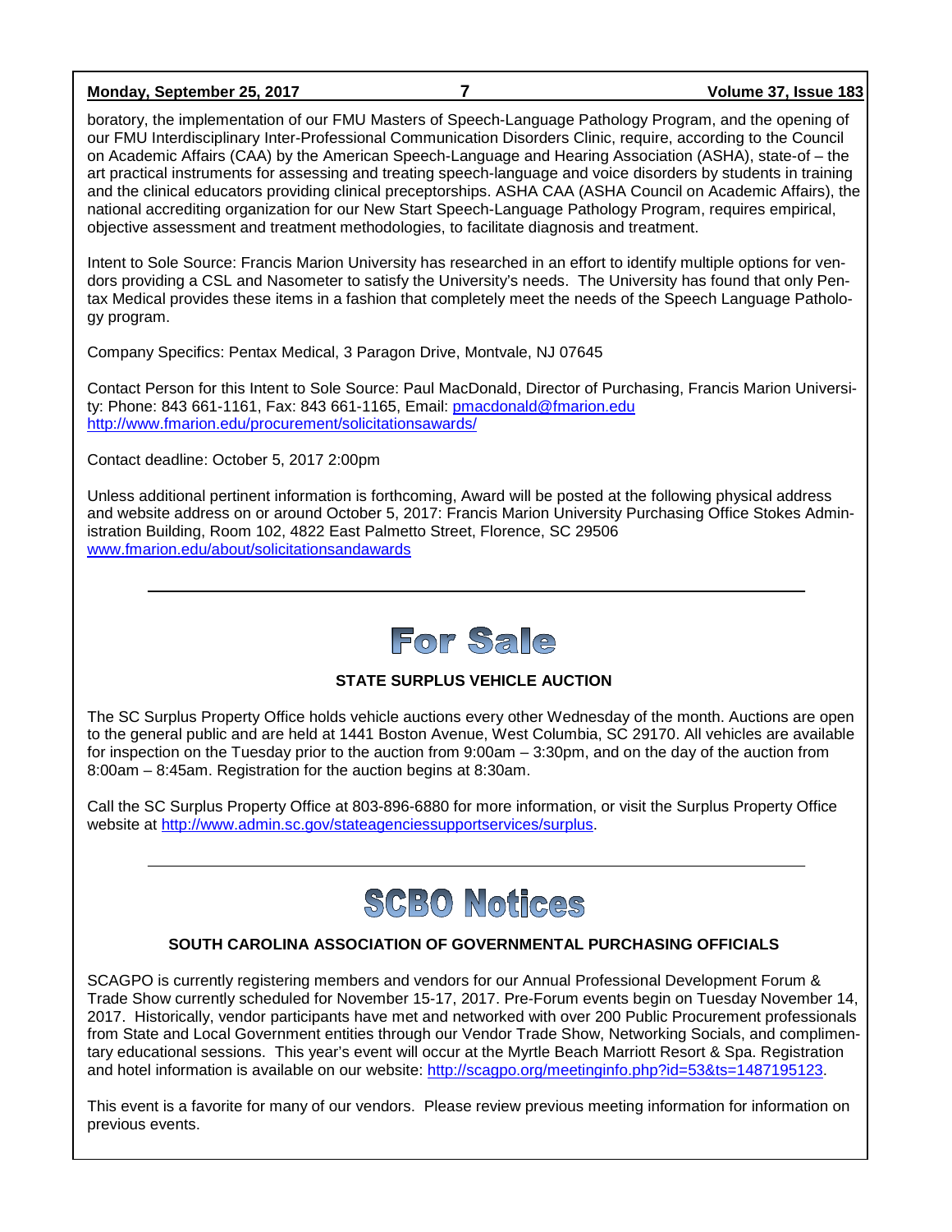boratory, the implementation of our FMU Masters of Speech-Language Pathology Program, and the opening of our FMU Interdisciplinary Inter-Professional Communication Disorders Clinic, require, according to the Council on Academic Affairs (CAA) by the American Speech-Language and Hearing Association (ASHA), state-of – the art practical instruments for assessing and treating speech-language and voice disorders by students in training and the clinical educators providing clinical preceptorships. ASHA CAA (ASHA Council on Academic Affairs), the national accrediting organization for our New Start Speech-Language Pathology Program, requires empirical, objective assessment and treatment methodologies, to facilitate diagnosis and treatment.

Intent to Sole Source: Francis Marion University has researched in an effort to identify multiple options for vendors providing a CSL and Nasometer to satisfy the University's needs. The University has found that only Pentax Medical provides these items in a fashion that completely meet the needs of the Speech Language Pathology program.

Company Specifics: Pentax Medical, 3 Paragon Drive, Montvale, NJ 07645

Contact Person for this Intent to Sole Source: Paul MacDonald, Director of Purchasing, Francis Marion University: Phone: 843 661-1161, Fax: 843 661-1165, Email: pmacdonald@fmarion.edu
http://www.fmarion.edu/procurement/solicitationsawards/

Contact deadline: October 5, 2017 2:00pm

Unless additional pertinent information is forthcoming, Award will be posted at the following physical address and website address on or around October 5, 2017: Francis Marion University Purchasing Office Stokes Administration Building, Room 102, 4822 East Palmetto Street, Florence, SC 29506
www.fmarion.edu/about/solicitationsandawards

---

# For Sale

### STATE SURPLUS VEHICLE AUCTION

The SC Surplus Property Office holds vehicle auctions every other Wednesday of the month. Auctions are open to the general public and are held at 1441 Boston Avenue, West Columbia, SC 29170. All vehicles are available for inspection on the Tuesday prior to the auction from 9:00am – 3:30pm, and on the day of the auction from 8:00am – 8:45am. Registration for the auction begins at 8:30am.

Call the SC Surplus Property Office at 803-896-6880 for more information, or visit the Surplus Property Office website at http://www.admin.sc.gov/stateagenciessupportservices/surplus.

---

# SCBO Notices

### SOUTH CAROLINA ASSOCIATION OF GOVERNMENTAL PURCHASING OFFICIALS

SCAGPO is currently registering members and vendors for our Annual Professional Development Forum & Trade Show currently scheduled for November 15-17, 2017. Pre-Forum events begin on Tuesday November 14, 2017. Historically, vendor participants have met and networked with over 200 Public Procurement professionals from State and Local Government entities through our Vendor Trade Show, Networking Socials, and complimentary educational sessions. This year's event will occur at the Myrtle Beach Marriott Resort & Spa. Registration and hotel information is available on our website: http://scagpo.org/meetinginfo.php?id=53&ts=1487195123.

This event is a favorite for many of our vendors. Please review previous meeting information for information on previous events.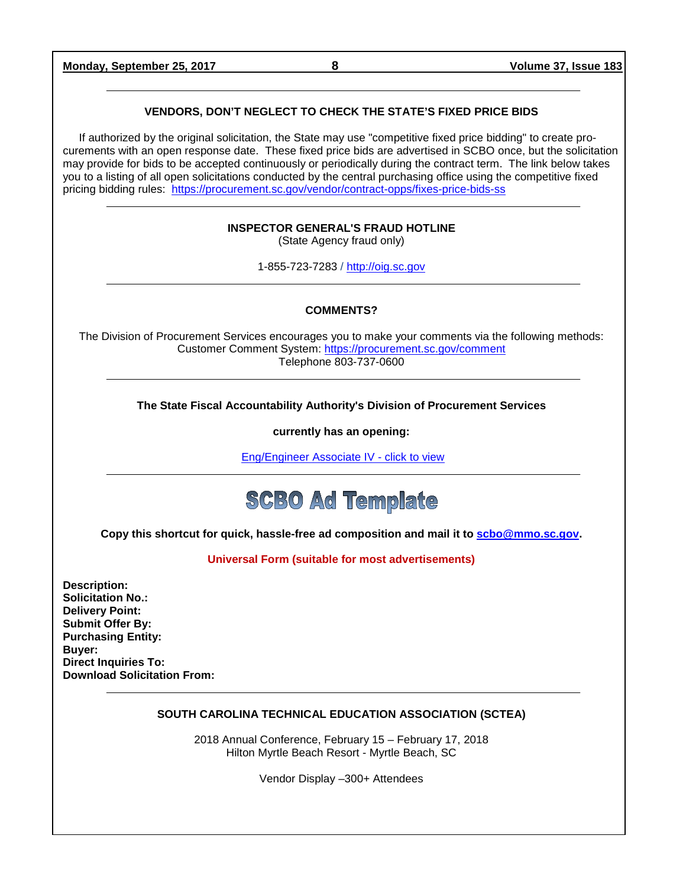---

**VENDORS, DON'T NEGLECT TO CHECK THE STATE'S FIXED PRICE BIDS**

If authorized by the original solicitation, the State may use "competitive fixed price bidding" to create procurements with an open response date. These fixed price bids are advertised in SCBO once, but the solicitation may provide for bids to be accepted continuously or periodically during the contract term. The link below takes you to a listing of all open solicitations conducted by the central purchasing office using the competitive fixed pricing bidding rules: https://procurement.sc.gov/vendor/contract-opps/fixes-price-bids-ss

---

**INSPECTOR GENERAL'S FRAUD HOTLINE**
(State Agency fraud only)

1-855-723-7283 / http://oig.sc.gov

---

**COMMENTS?**

The Division of Procurement Services encourages you to make your comments via the following methods:
Customer Comment System: https://procurement.sc.gov/comment
Telephone 803-737-0600

---

**The State Fiscal Accountability Authority's Division of Procurement Services**

**currently has an opening:**

Eng/Engineer Associate IV - click to view

---

# SCBO Ad Template

**Copy this shortcut for quick, hassle-free ad composition and mail it to scbo@mmo.sc.gov.**

**Universal Form (suitable for most advertisements)**

**Description:**
**Solicitation No.:**
**Delivery Point:**
**Submit Offer By:**
**Purchasing Entity:**
**Buyer:**
**Direct Inquiries To:**
**Download Solicitation From:**

---

**SOUTH CAROLINA TECHNICAL EDUCATION ASSOCIATION (SCTEA)**

2018 Annual Conference, February 15 – February 17, 2018
Hilton Myrtle Beach Resort - Myrtle Beach, SC

Vendor Display –300+ Attendees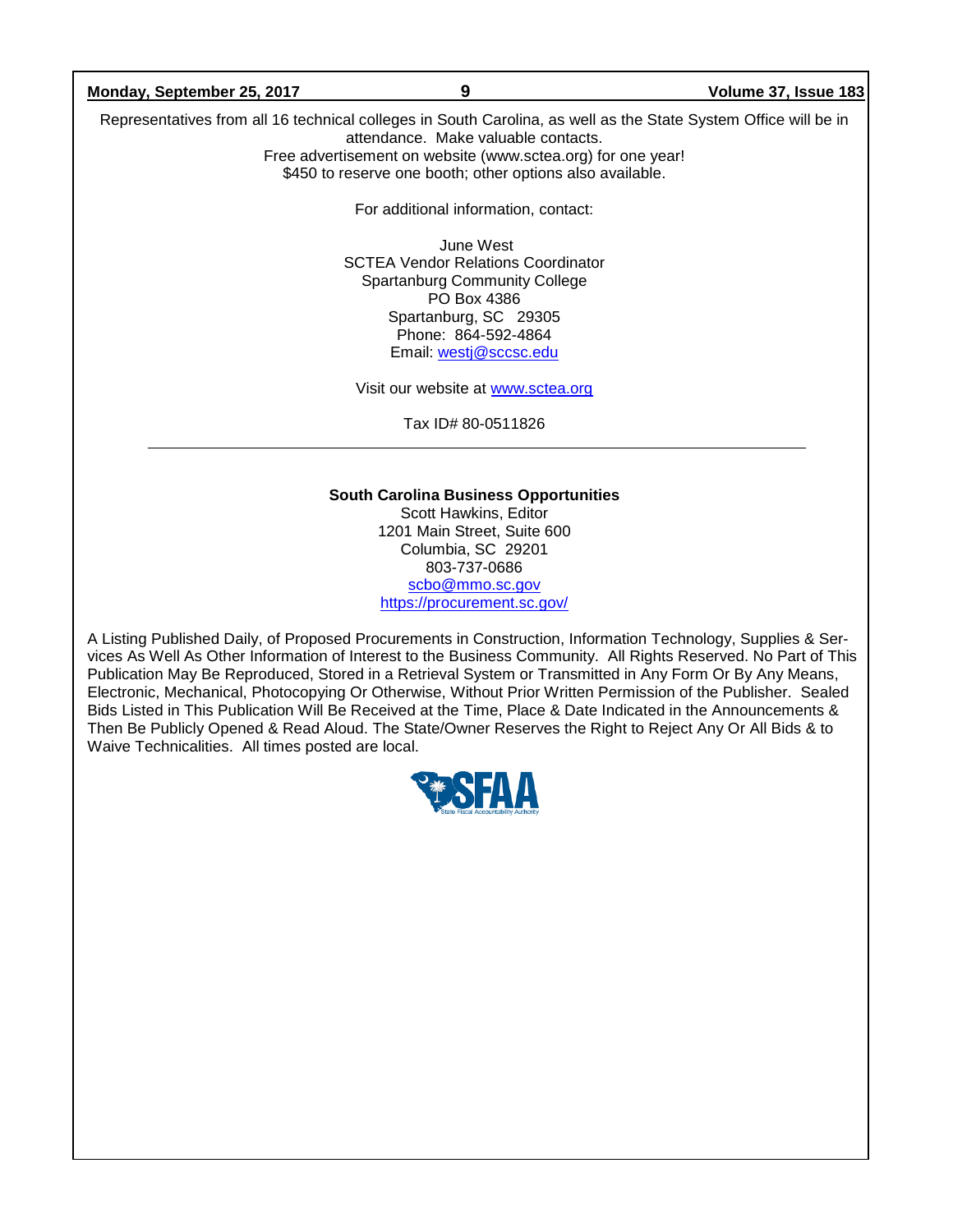Representatives from all 16 technical colleges in South Carolina, as well as the State System Office will be in attendance. Make valuable contacts.
Free advertisement on website (www.sctea.org) for one year!
$450 to reserve one booth; other options also available.

For additional information, contact:

June West
SCTEA Vendor Relations Coordinator
Spartanburg Community College
PO Box 4386
Spartanburg, SC 29305
Phone: 864-592-4864
Email: westj@sccsc.edu

Visit our website at www.sctea.org

Tax ID# 80-0511826

---

**South Carolina Business Opportunities**
Scott Hawkins, Editor
1201 Main Street, Suite 600
Columbia, SC 29201
803-737-0686
scbo@mmo.sc.gov
https://procurement.sc.gov/

A Listing Published Daily, of Proposed Procurements in Construction, Information Technology, Supplies & Services As Well As Other Information of Interest to the Business Community. All Rights Reserved. No Part of This Publication May Be Reproduced, Stored in a Retrieval System or Transmitted in Any Form Or By Any Means, Electronic, Mechanical, Photocopying Or Otherwise, Without Prior Written Permission of the Publisher. Sealed Bids Listed in This Publication Will Be Received at the Time, Place & Date Indicated in the Announcements & Then Be Publicly Opened & Read Aloud. The State/Owner Reserves the Right to Reject Any Or All Bids & to Waive Technicalities. All times posted are local.

SFAA
State Fiscal Accountability Authority